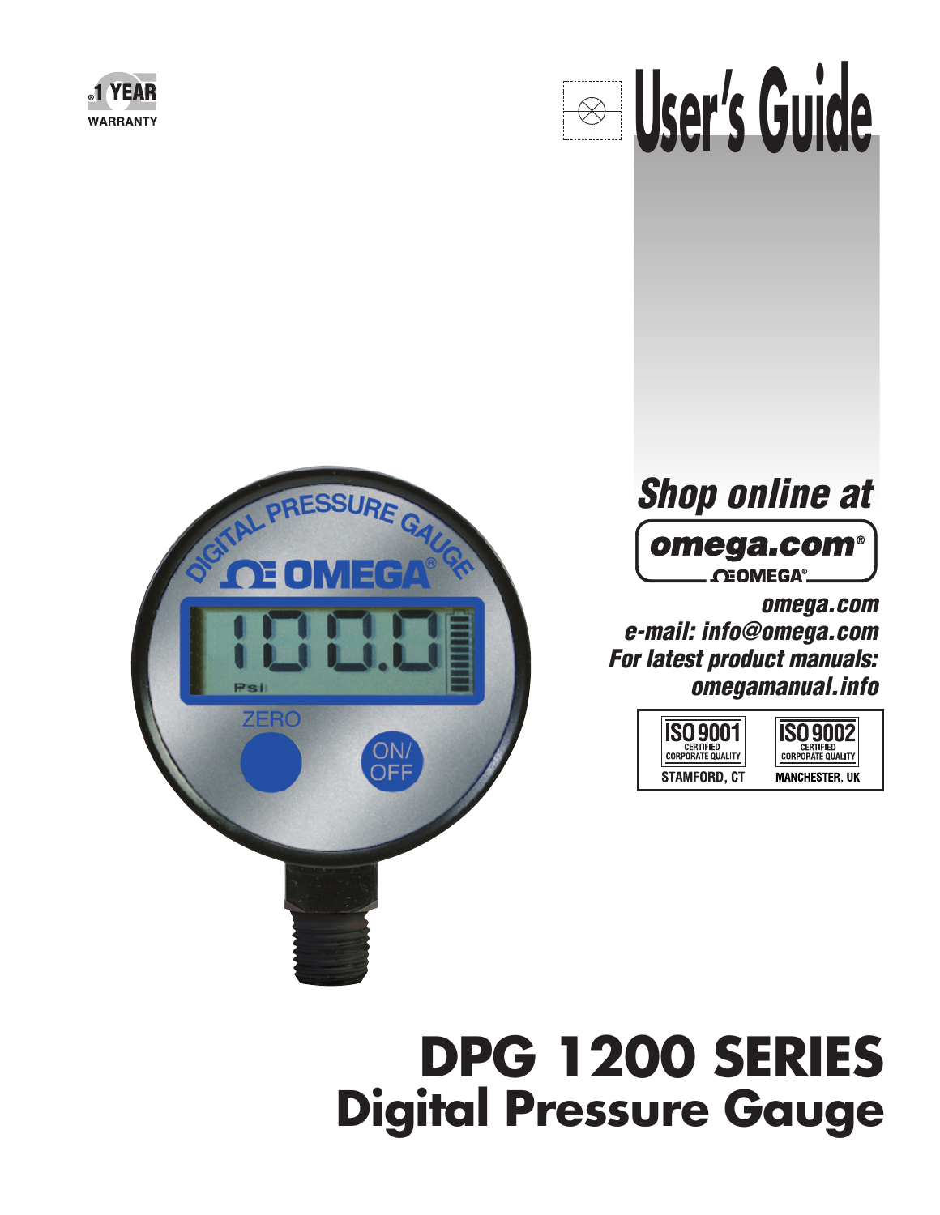1 YEAR WARRANTY

# User's Guide

*Shop online at*

**omega.com®**

OMEGA®

***omega.com***
***e-mail: info@omega.com***
***For latest product manuals:***
***omegamanual.info***

ISO 9001 CERTIFIED CORPORATE QUALITY — STAMFORD, CT

ISO 9002 CERTIFIED CORPORATE QUALITY — MANCHESTER, UK

# DPG 1200 SERIES
## Digital Pressure Gauge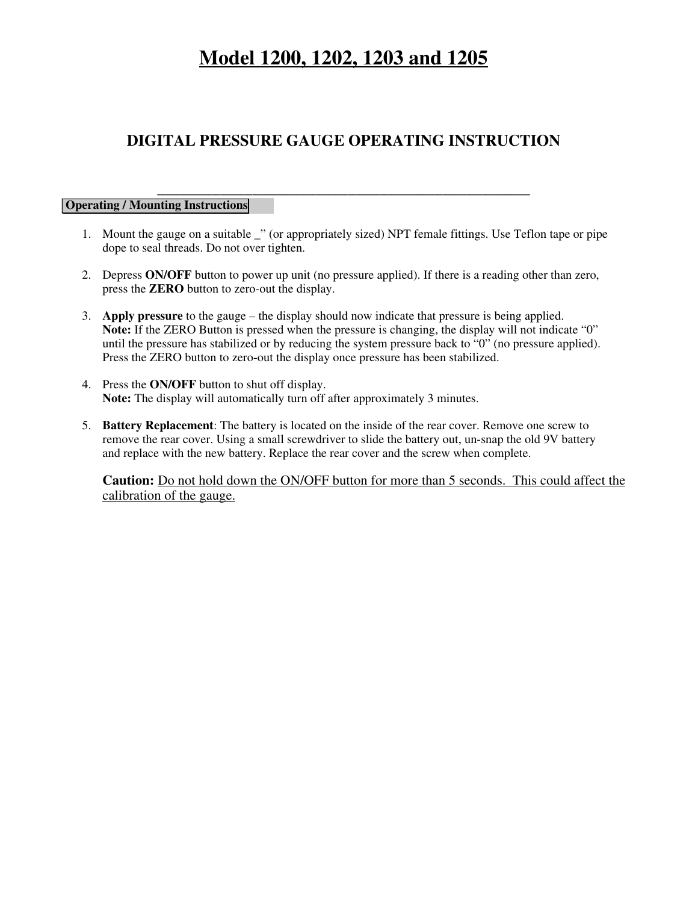# Model 1200, 1202, 1203 and 1205

## DIGITAL PRESSURE GAUGE OPERATING INSTRUCTION

---

**Operating / Mounting Instructions**

1. Mount the gauge on a suitable _" (or appropriately sized) NPT female fittings. Use Teflon tape or pipe dope to seal threads. Do not over tighten.

2. Depress **ON/OFF** button to power up unit (no pressure applied). If there is a reading other than zero, press the **ZERO** button to zero-out the display.

3. **Apply pressure** to the gauge – the display should now indicate that pressure is being applied.
   **Note:** If the ZERO Button is pressed when the pressure is changing, the display will not indicate "0" until the pressure has stabilized or by reducing the system pressure back to "0" (no pressure applied). Press the ZERO button to zero-out the display once pressure has been stabilized.

4. Press the **ON/OFF** button to shut off display.
   **Note:** The display will automatically turn off after approximately 3 minutes.

5. **Battery Replacement**: The battery is located on the inside of the rear cover. Remove one screw to remove the rear cover. Using a small screwdriver to slide the battery out, un-snap the old 9V battery and replace with the new battery. Replace the rear cover and the screw when complete.

   **Caution:** Do not hold down the ON/OFF button for more than 5 seconds. This could affect the calibration of the gauge.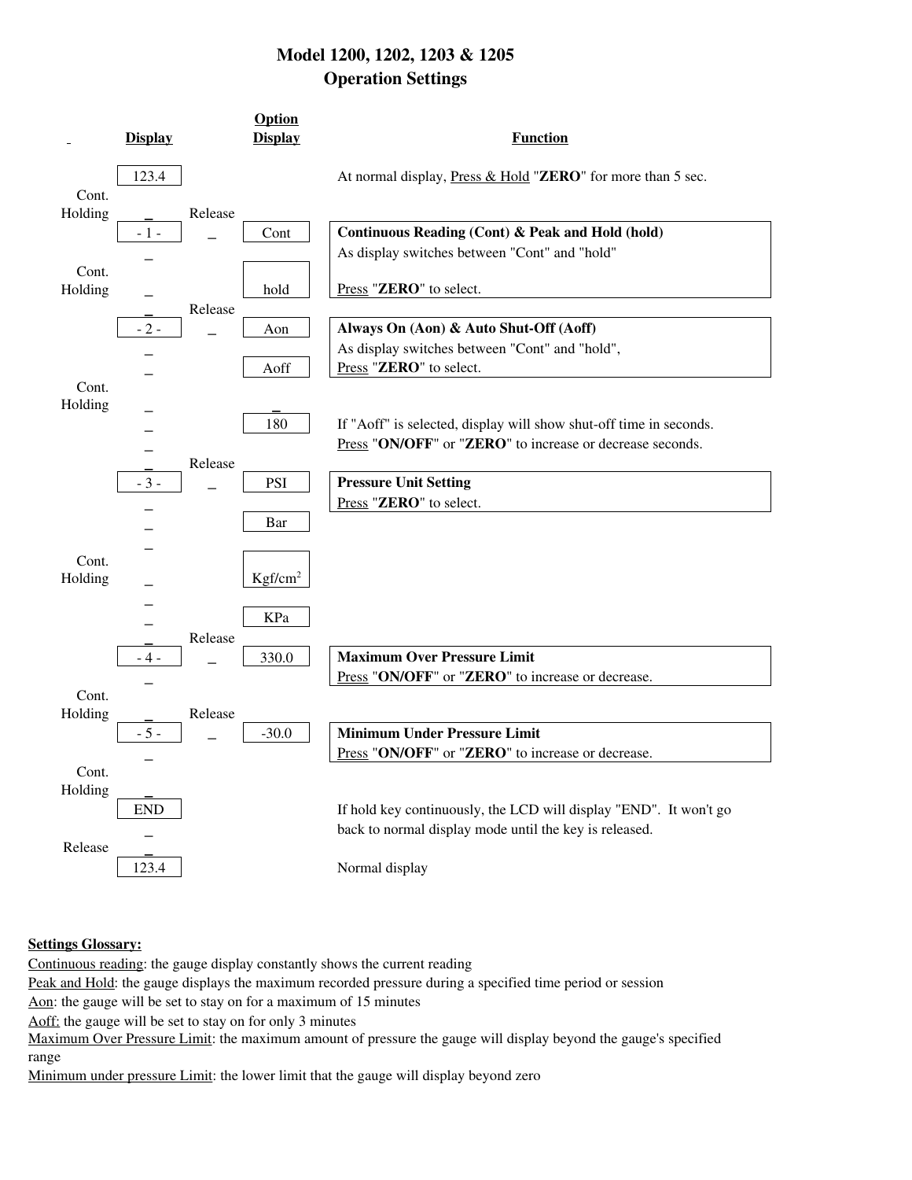# Model 1200, 1202, 1203 & 1205
## Operation Settings

| | Display | | Option Display | Function |
|---|---|---|---|---|
| | 123.4 | | | At normal display, Press & Hold "**ZERO**" for more than 5 sec. |
| Cont. Holding | _ | Release | | |
| | - 1 - | _ | Cont | **Continuous Reading (Cont) & Peak and Hold (hold)**<br>As display switches between "Cont" and "hold" |
| Cont. Holding | _ | | hold | Press "**ZERO**" to select. |
| | _ | Release | | |
| | - 2 - | _ | Aon | **Always On (Aon) & Auto Shut-Off (Aoff)**<br>As display switches between "Cont" and "hold", |
| | _ | | Aoff | Press "**ZERO**" to select. |
| Cont. Holding | _ | | _ | |
| | _ | | 180 | If "Aoff" is selected, display will show shut-off time in seconds.<br>Press "**ON/OFF**" or "**ZERO**" to increase or decrease seconds. |
| | _ | Release | | |
| | - 3 - | _ | PSI | **Pressure Unit Setting**<br>Press "**ZERO**" to select. |
| | _ | | Bar | |
| Cont. Holding | _ | | $Kgf/cm^2$ | |
| | _ | | KPa | |
| | _ | Release | | |
| | - 4 - | _ | 330.0 | **Maximum Over Pressure Limit**<br>Press "**ON/OFF**" or "**ZERO**" to increase or decrease. |
| Cont. Holding | _ | Release | | |
| | - 5 - | _ | -30.0 | **Minimum Under Pressure Limit**<br>Press "**ON/OFF**" or "**ZERO**" to increase or decrease. |
| Cont. Holding | _ | | | |
| | END | | | If hold key continuously, the LCD will display "END". It won't go back to normal display mode until the key is released. |
| Release | _ | | | |
| | 123.4 | | | Normal display |

**Settings Glossary:**

Continuous reading: the gauge display constantly shows the current reading

Peak and Hold: the gauge displays the maximum recorded pressure during a specified time period or session

Aon: the gauge will be set to stay on for a maximum of 15 minutes

Aoff: the gauge will be set to stay on for only 3 minutes

Maximum Over Pressure Limit: the maximum amount of pressure the gauge will display beyond the gauge's specified range

Minimum under pressure Limit: the lower limit that the gauge will display beyond zero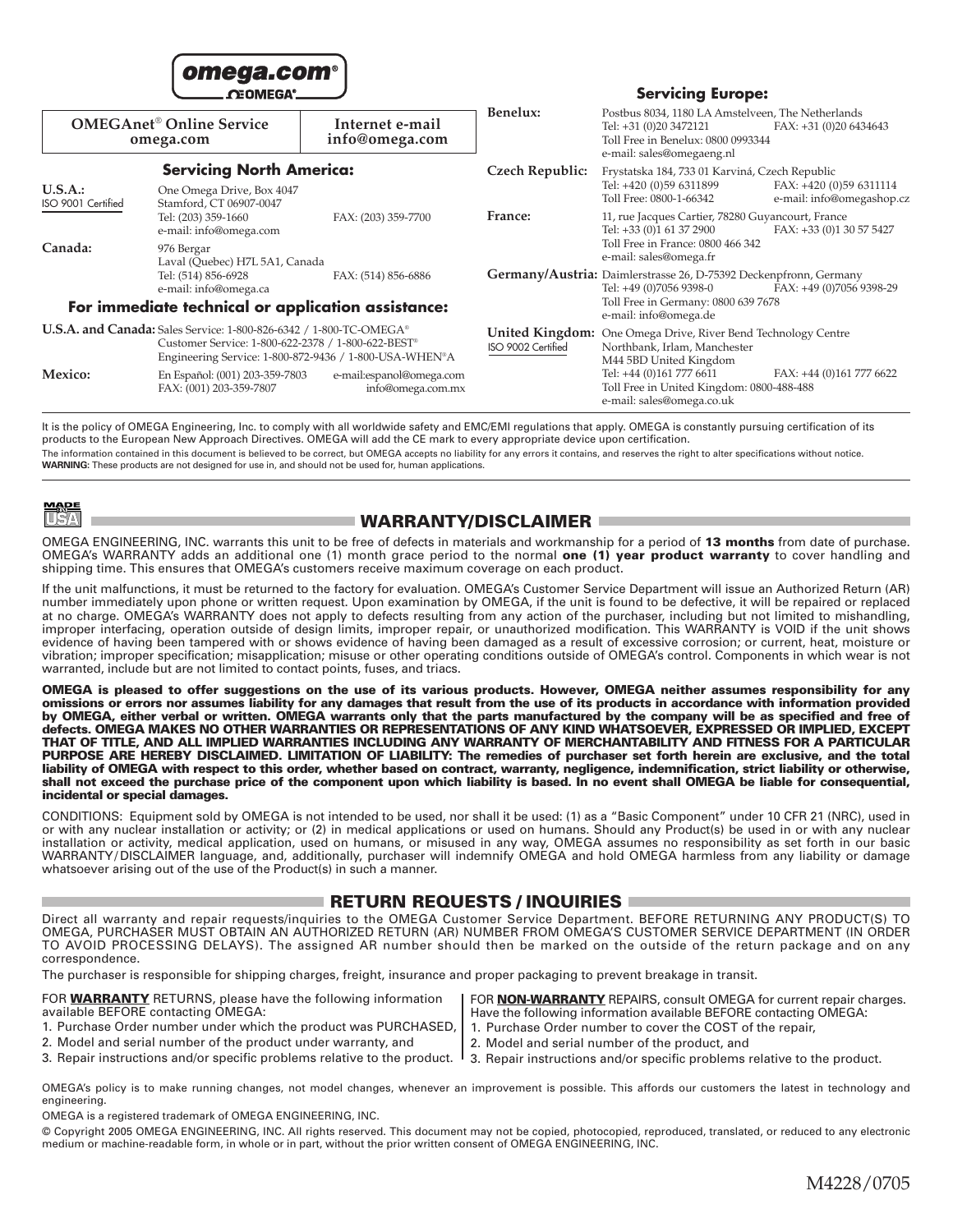**omega.com®**
**OMEGA®**

| OMEGAnet® Online Service omega.com | Internet e-mail info@omega.com |
|---|---|

## Servicing North America:

**U.S.A.:** ISO 9001 Certified
One Omega Drive, Box 4047
Stamford, CT 06907-0047
Tel: (203) 359-1660 FAX: (203) 359-7700
e-mail: info@omega.com

**Canada:**
976 Bergar
Laval (Quebec) H7L 5A1, Canada
Tel: (514) 856-6928 FAX: (514) 856-6886
e-mail: info@omega.ca

### For immediate technical or application assistance:

**U.S.A. and Canada:** Sales Service: 1-800-826-6342 / 1-800-TC-OMEGA®
Customer Service: 1-800-622-2378 / 1-800-622-BEST®
Engineering Service: 1-800-872-9436 / 1-800-USA-WHEN®A

**Mexico:**
En Español: (001) 203-359-7803 e-mail:espanol@omega.com
FAX: (001) 203-359-7807 info@omega.com.mx

## Servicing Europe:

**Benelux:**
Postbus 8034, 1180 LA Amstelveen, The Netherlands
Tel: +31 (0)20 3472121 FAX: +31 (0)20 6434643
Toll Free in Benelux: 0800 0993344
e-mail: sales@omegaeng.nl

**Czech Republic:**
Frystatska 184, 733 01 Karviná, Czech Republic
Tel: +420 (0)59 6311899 FAX: +420 (0)59 6311114
Toll Free: 0800-1-66342 e-mail: info@omegashop.cz

**France:**
11, rue Jacques Cartier, 78280 Guyancourt, France
Tel: +33 (0)1 61 37 2900 FAX: +33 (0)1 30 57 5427
Toll Free in France: 0800 466 342
e-mail: sales@omega.fr

**Germany/Austria:**
Daimlerstrasse 26, D-75392 Deckenpfronn, Germany
Tel: +49 (0)7056 9398-0 FAX: +49 (0)7056 9398-29
Toll Free in Germany: 0800 639 7678
e-mail: info@omega.de

**United Kingdom:** ISO 9002 Certified
One Omega Drive, River Bend Technology Centre
Northbank, Irlam, Manchester
M44 5BD United Kingdom
Tel: +44 (0)161 777 6611 FAX: +44 (0)161 777 6622
Toll Free in United Kingdom: 0800-488-488
e-mail: sales@omega.co.uk

It is the policy of OMEGA Engineering, Inc. to comply with all worldwide safety and EMC/EMI regulations that apply. OMEGA is constantly pursuing certification of its products to the European New Approach Directives. OMEGA will add the CE mark to every appropriate device upon certification.

The information contained in this document is believed to be correct, but OMEGA accepts no liability for any errors it contains, and reserves the right to alter specifications without notice.

**WARNING**: These products are not designed for use in, and should not be used for, human applications.

MADE IN USA

## WARRANTY/DISCLAIMER

OMEGA ENGINEERING, INC. warrants this unit to be free of defects in materials and workmanship for a period of **13 months** from date of purchase. OMEGA's WARRANTY adds an additional one (1) month grace period to the normal **one (1) year product warranty** to cover handling and shipping time. This ensures that OMEGA's customers receive maximum coverage on each product.

If the unit malfunctions, it must be returned to the factory for evaluation. OMEGA's Customer Service Department will issue an Authorized Return (AR) number immediately upon phone or written request. Upon examination by OMEGA, if the unit is found to be defective, it will be repaired or replaced at no charge. OMEGA's WARRANTY does not apply to defects resulting from any action of the purchaser, including but not limited to mishandling, improper interfacing, operation outside of design limits, improper repair, or unauthorized modification. This WARRANTY is VOID if the unit shows evidence of having been tampered with or shows evidence of having been damaged as a result of excessive corrosion; or current, heat, moisture or vibration; improper specification; misapplication; misuse or other operating conditions outside of OMEGA's control. Components in which wear is not warranted, include but are not limited to contact points, fuses, and triacs.

**OMEGA is pleased to offer suggestions on the use of its various products. However, OMEGA neither assumes responsibility for any omissions or errors nor assumes liability for any damages that result from the use of its products in accordance with information provided by OMEGA, either verbal or written. OMEGA warrants only that the parts manufactured by the company will be as specified and free of defects. OMEGA MAKES NO OTHER WARRANTIES OR REPRESENTATIONS OF ANY KIND WHATSOEVER, EXPRESSED OR IMPLIED, EXCEPT THAT OF TITLE, AND ALL IMPLIED WARRANTIES INCLUDING ANY WARRANTY OF MERCHANTABILITY AND FITNESS FOR A PARTICULAR PURPOSE ARE HEREBY DISCLAIMED. LIMITATION OF LIABILITY: The remedies of purchaser set forth herein are exclusive, and the total liability of OMEGA with respect to this order, whether based on contract, warranty, negligence, indemnification, strict liability or otherwise, shall not exceed the purchase price of the component upon which liability is based. In no event shall OMEGA be liable for consequential, incidental or special damages.**

CONDITIONS: Equipment sold by OMEGA is not intended to be used, nor shall it be used: (1) as a "Basic Component" under 10 CFR 21 (NRC), used in or with any nuclear installation or activity; or (2) in medical applications or used on humans. Should any Product(s) be used in or with any nuclear installation or activity, medical application, used on humans, or misused in any way, OMEGA assumes no responsibility as set forth in our basic WARRANTY/DISCLAIMER language, and, additionally, purchaser will indemnify OMEGA and hold OMEGA harmless from any liability or damage whatsoever arising out of the use of the Product(s) in such a manner.

## RETURN REQUESTS / INQUIRIES

Direct all warranty and repair requests/inquiries to the OMEGA Customer Service Department. BEFORE RETURNING ANY PRODUCT(S) TO OMEGA, PURCHASER MUST OBTAIN AN AUTHORIZED RETURN (AR) NUMBER FROM OMEGA'S CUSTOMER SERVICE DEPARTMENT (IN ORDER TO AVOID PROCESSING DELAYS). The assigned AR number should then be marked on the outside of the return package and on any correspondence.

The purchaser is responsible for shipping charges, freight, insurance and proper packaging to prevent breakage in transit.

FOR **WARRANTY** RETURNS, please have the following information available BEFORE contacting OMEGA:

1. Purchase Order number under which the product was PURCHASED,
2. Model and serial number of the product under warranty, and
3. Repair instructions and/or specific problems relative to the product.

FOR **NON-WARRANTY** REPAIRS, consult OMEGA for current repair charges. Have the following information available BEFORE contacting OMEGA:

1. Purchase Order number to cover the COST of the repair,
2. Model and serial number of the product, and
3. Repair instructions and/or specific problems relative to the product.

OMEGA's policy is to make running changes, not model changes, whenever an improvement is possible. This affords our customers the latest in technology and engineering.

OMEGA is a registered trademark of OMEGA ENGINEERING, INC.

© Copyright 2005 OMEGA ENGINEERING, INC. All rights reserved. This document may not be copied, photocopied, reproduced, translated, or reduced to any electronic medium or machine-readable form, in whole or in part, without the prior written consent of OMEGA ENGINEERING, INC.

M4228/0705